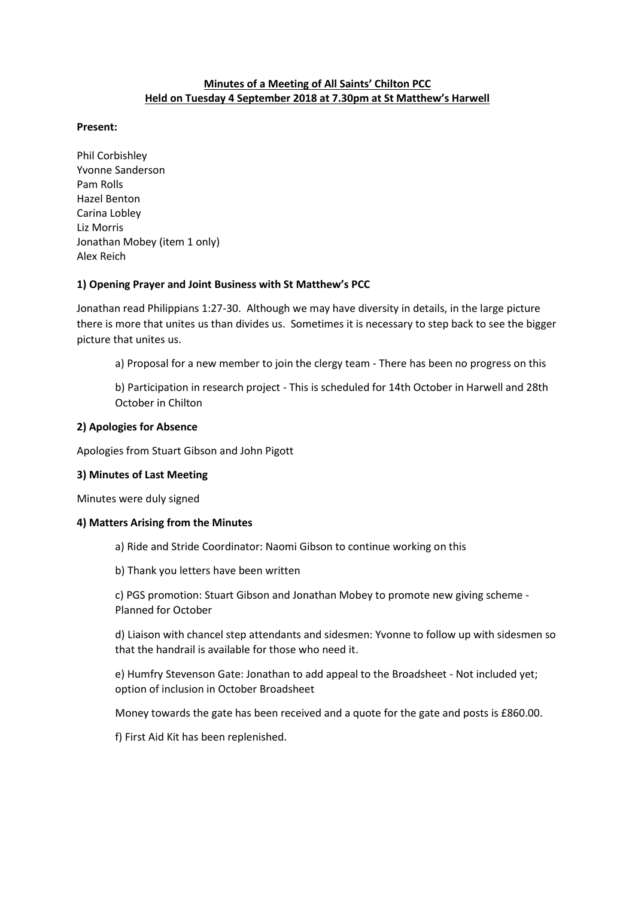**Minutes of a Meeting of All Saints' Chilton PCC**
**Held on Tuesday 4 September 2018 at 7.30pm at St Matthew's Harwell**

**Present:**

Phil Corbishley
Yvonne Sanderson
Pam Rolls
Hazel Benton
Carina Lobley
Liz Morris
Jonathan Mobey (item 1 only)
Alex Reich

**1) Opening Prayer and Joint Business with St Matthew's PCC**

Jonathan read Philippians 1:27-30. Although we may have diversity in details, in the large picture there is more that unites us than divides us. Sometimes it is necessary to step back to see the bigger picture that unites us.

> a) Proposal for a new member to join the clergy team - There has been no progress on this
>
> b) Participation in research project - This is scheduled for 14th October in Harwell and 28th October in Chilton

**2) Apologies for Absence**

Apologies from Stuart Gibson and John Pigott

**3) Minutes of Last Meeting**

Minutes were duly signed

**4) Matters Arising from the Minutes**

> a) Ride and Stride Coordinator: Naomi Gibson to continue working on this
>
> b) Thank you letters have been written
>
> c) PGS promotion: Stuart Gibson and Jonathan Mobey to promote new giving scheme - Planned for October
>
> d) Liaison with chancel step attendants and sidesmen: Yvonne to follow up with sidesmen so that the handrail is available for those who need it.
>
> e) Humfry Stevenson Gate: Jonathan to add appeal to the Broadsheet - Not included yet; option of inclusion in October Broadsheet
>
> Money towards the gate has been received and a quote for the gate and posts is £860.00.
>
> f) First Aid Kit has been replenished.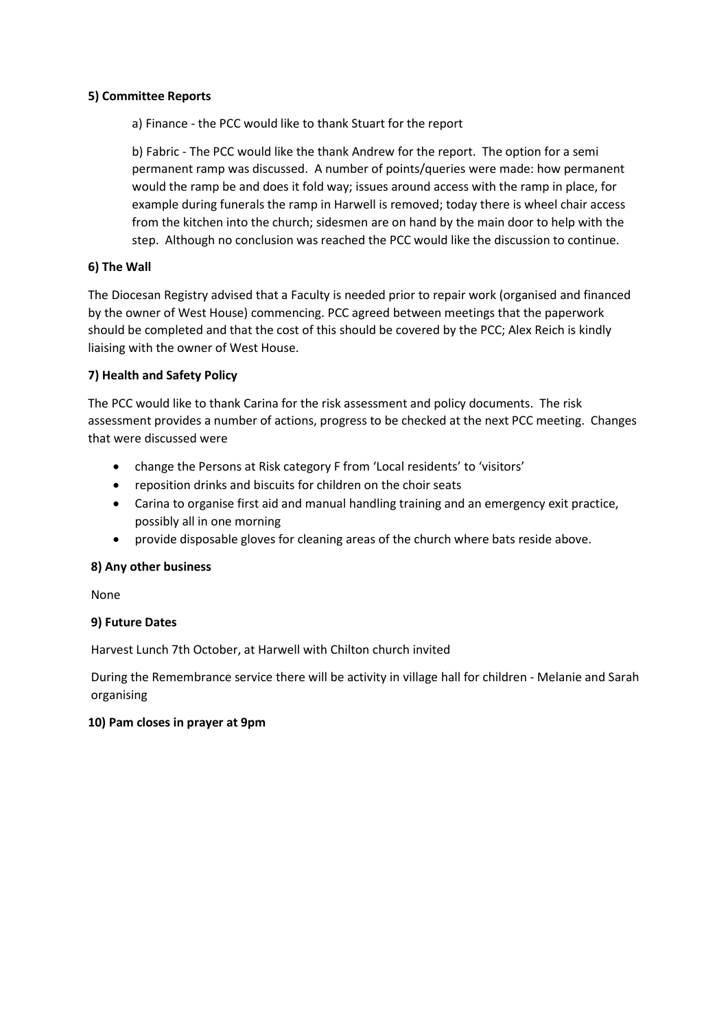**5) Committee Reports**

a) Finance - the PCC would like to thank Stuart for the report

b) Fabric - The PCC would like the thank Andrew for the report. The option for a semi permanent ramp was discussed. A number of points/queries were made: how permanent would the ramp be and does it fold way; issues around access with the ramp in place, for example during funerals the ramp in Harwell is removed; today there is wheel chair access from the kitchen into the church; sidesmen are on hand by the main door to help with the step. Although no conclusion was reached the PCC would like the discussion to continue.

**6) The Wall**

The Diocesan Registry advised that a Faculty is needed prior to repair work (organised and financed by the owner of West House) commencing. PCC agreed between meetings that the paperwork should be completed and that the cost of this should be covered by the PCC; Alex Reich is kindly liaising with the owner of West House.

**7) Health and Safety Policy**

The PCC would like to thank Carina for the risk assessment and policy documents. The risk assessment provides a number of actions, progress to be checked at the next PCC meeting. Changes that were discussed were

- change the Persons at Risk category F from 'Local residents' to 'visitors'
- reposition drinks and biscuits for children on the choir seats
- Carina to organise first aid and manual handling training and an emergency exit practice, possibly all in one morning
- provide disposable gloves for cleaning areas of the church where bats reside above.

**8) Any other business**

None

**9) Future Dates**

Harvest Lunch 7th October, at Harwell with Chilton church invited

During the Remembrance service there will be activity in village hall for children - Melanie and Sarah organising

**10) Pam closes in prayer at 9pm**